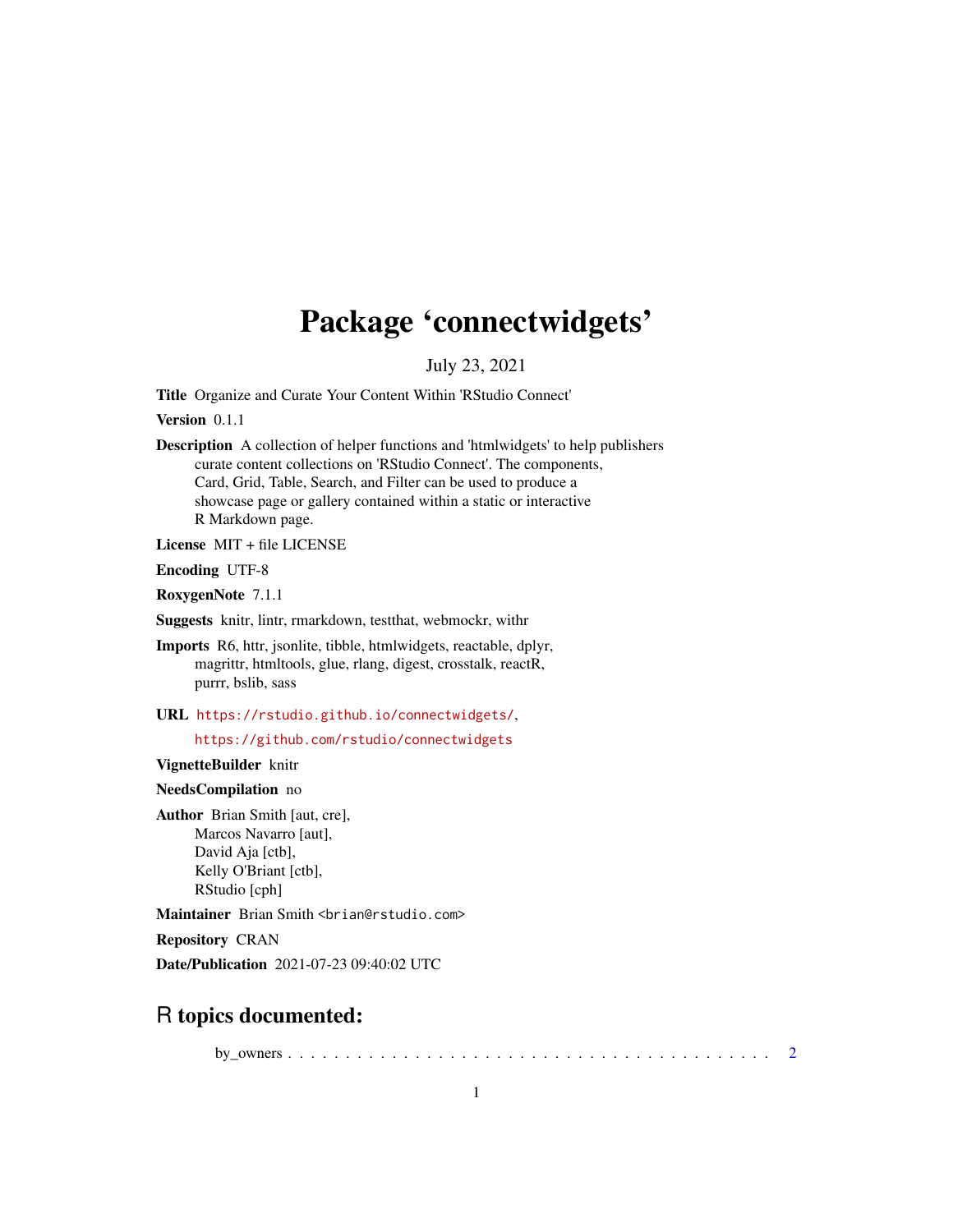# Package 'connectwidgets'

July 23, 2021

**Title** Organize and Curate Your Content Within 'RStudio Connect'

**Version** 0.1.1

**Description** A collection of helper functions and 'htmlwidgets' to help publishers curate content collections on 'RStudio Connect'. The components, Card, Grid, Table, Search, and Filter can be used to produce a showcase page or gallery contained within a static or interactive R Markdown page.

**License** MIT + file LICENSE

**Encoding** UTF-8

**RoxygenNote** 7.1.1

**Suggests** knitr, lintr, rmarkdown, testthat, webmockr, withr

**Imports** R6, httr, jsonlite, tibble, htmlwidgets, reactable, dplyr, magrittr, htmltools, glue, rlang, digest, crosstalk, reactR, purrr, bslib, sass

**URL** https://rstudio.github.io/connectwidgets/, https://github.com/rstudio/connectwidgets

**VignetteBuilder** knitr

**NeedsCompilation** no

**Author** Brian Smith [aut, cre], Marcos Navarro [aut], David Aja [ctb], Kelly O'Briant [ctb], RStudio [cph]

**Maintainer** Brian Smith <brian@rstudio.com>

**Repository** CRAN

**Date/Publication** 2021-07-23 09:40:02 UTC

## R topics documented:

by_owners . . . . . . . . . . . . . . . . . . . . . . . . . . . . . . . . . . . . . . . . 2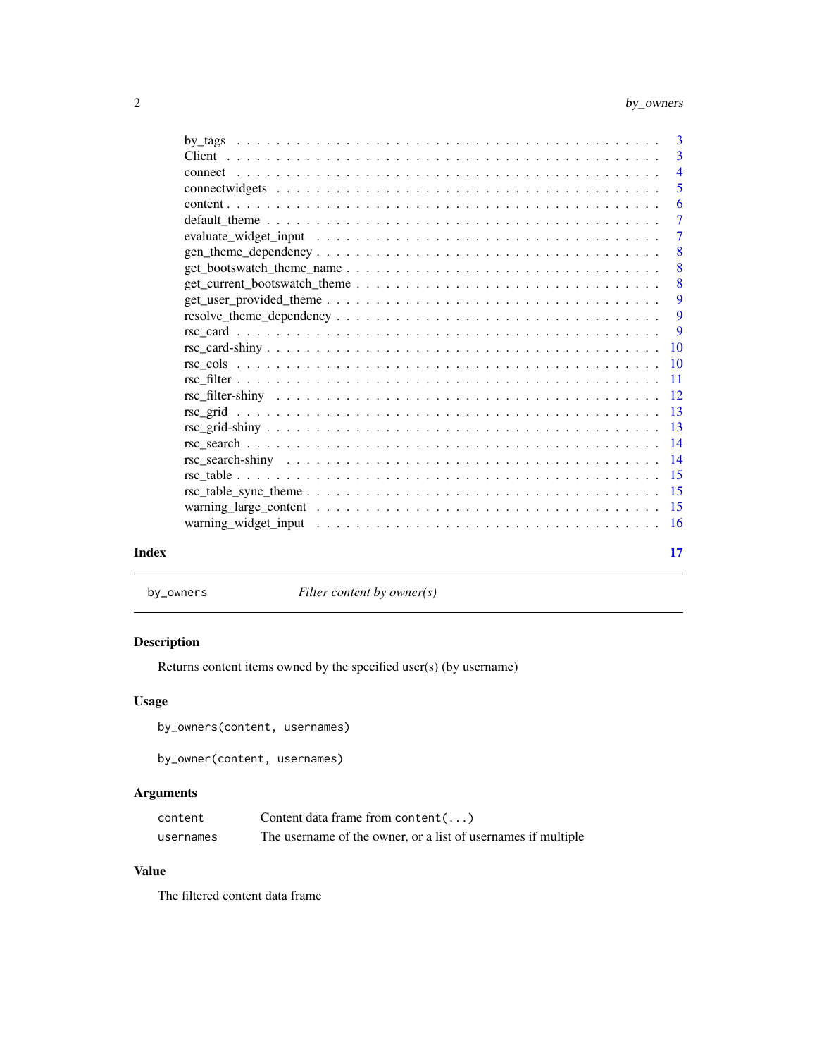| | |
|---|---|
| by_tags | 3 |
| Client | 3 |
| connect | 4 |
| connectwidgets | 5 |
| content | 6 |
| default_theme | 7 |
| evaluate_widget_input | 7 |
| gen_theme_dependency | 8 |
| get_bootswatch_theme_name | 8 |
| get_current_bootswatch_theme | 8 |
| get_user_provided_theme | 9 |
| resolve_theme_dependency | 9 |
| rsc_card | 9 |
| rsc_card-shiny | 10 |
| rsc_cols | 10 |
| rsc_filter | 11 |
| rsc_filter-shiny | 12 |
| rsc_grid | 13 |
| rsc_grid-shiny | 13 |
| rsc_search | 14 |
| rsc_search-shiny | 14 |
| rsc_table | 15 |
| rsc_table_sync_theme | 15 |
| warning_large_content | 15 |
| warning_widget_input | 16 |

**Index** 17

---

`by_owners` *Filter content by owner(s)*

---

### Description

Returns content items owned by the specified user(s) (by username)

### Usage

```
by_owners(content, usernames)

by_owner(content, usernames)
```

### Arguments

| | |
|---|---|
| `content` | Content data frame from `content(...)` |
| `usernames` | The username of the owner, or a list of usernames if multiple |

### Value

The filtered content data frame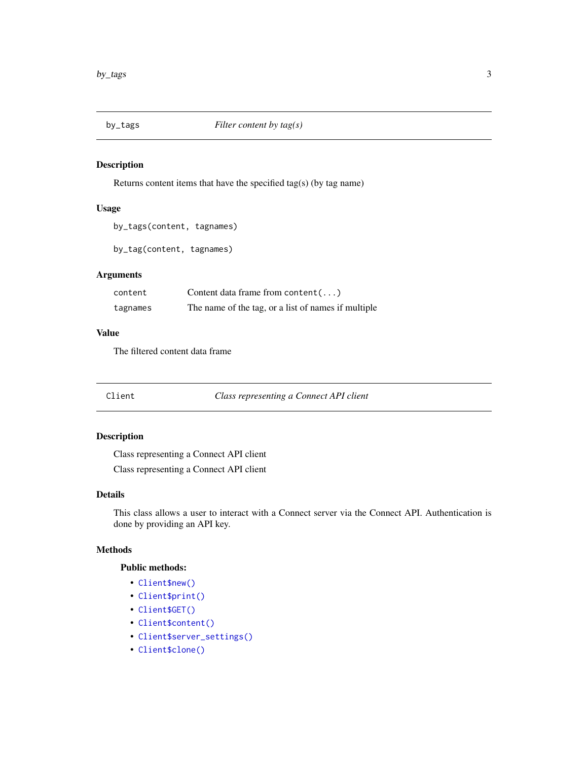## by_tags — *Filter content by tag(s)*

### Description

Returns content items that have the specified tag(s) (by tag name)

### Usage

```
by_tags(content, tagnames)

by_tag(content, tagnames)
```

### Arguments

| | |
|---|---|
| `content` | Content data frame from `content(...)` |
| `tagnames` | The name of the tag, or a list of names if multiple |

### Value

The filtered content data frame

## Client — *Class representing a Connect API client*

### Description

Class representing a Connect API client

Class representing a Connect API client

### Details

This class allows a user to interact with a Connect server via the Connect API. Authentication is done by providing an API key.

### Methods

#### Public methods:

- `Client$new()`
- `Client$print()`
- `Client$GET()`
- `Client$content()`
- `Client$server_settings()`
- `Client$clone()`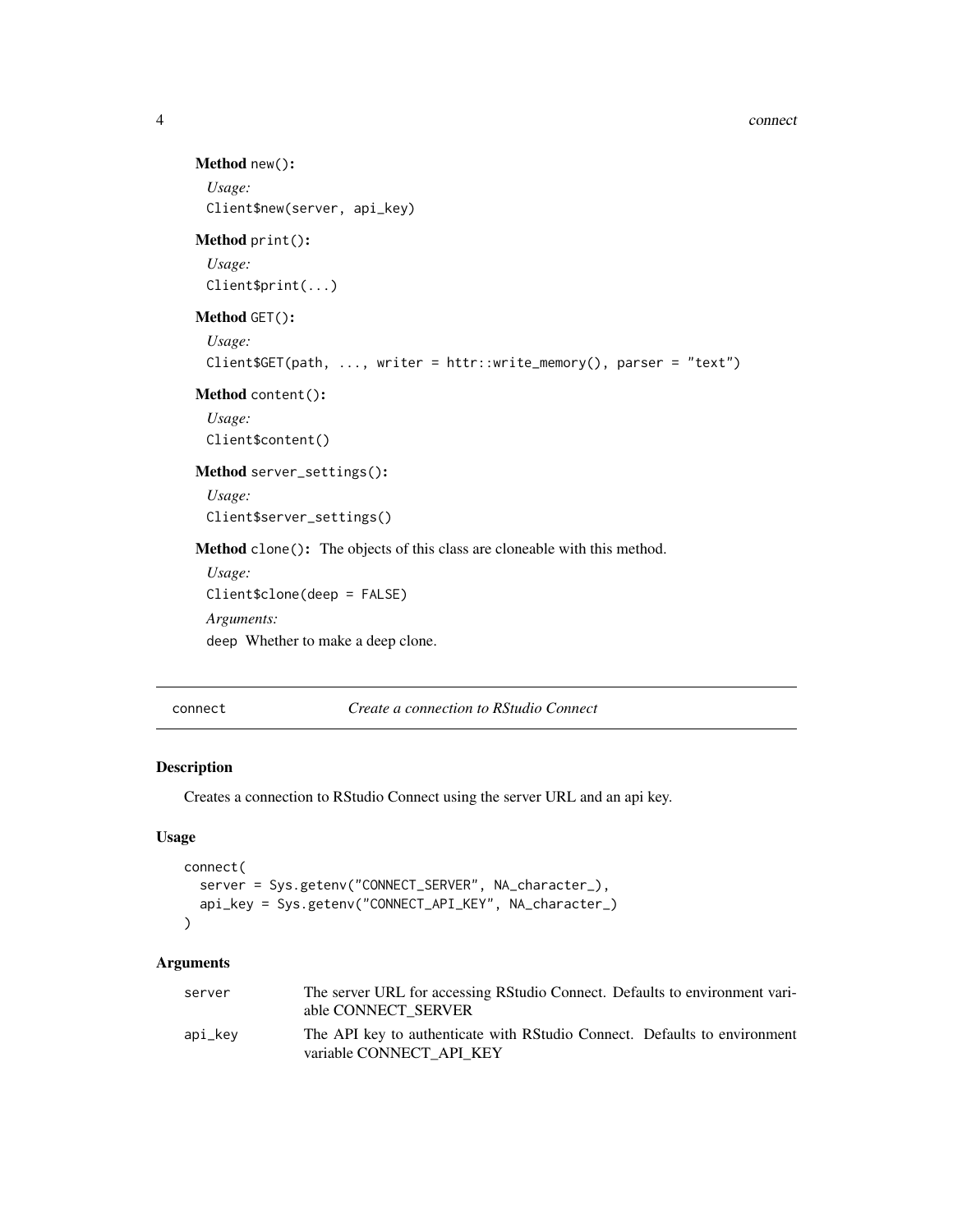**Method** `new()`:

*Usage:*

```
Client$new(server, api_key)
```

**Method** `print()`:

*Usage:*

```
Client$print(...)
```

**Method** `GET()`:

*Usage:*

```
Client$GET(path, ..., writer = httr::write_memory(), parser = "text")
```

**Method** `content()`:

*Usage:*

```
Client$content()
```

**Method** `server_settings()`:

*Usage:*

```
Client$server_settings()
```

**Method** `clone()`: The objects of this class are cloneable with this method.

*Usage:*

```
Client$clone(deep = FALSE)
```

*Arguments:*

`deep` Whether to make a deep clone.

---

## `connect` — *Create a connection to RStudio Connect*

### Description

Creates a connection to RStudio Connect using the server URL and an api key.

### Usage

```
connect(
  server = Sys.getenv("CONNECT_SERVER", NA_character_),
  api_key = Sys.getenv("CONNECT_API_KEY", NA_character_)
)
```

### Arguments

| | |
|---|---|
| `server` | The server URL for accessing RStudio Connect. Defaults to environment variable CONNECT_SERVER |
| `api_key` | The API key to authenticate with RStudio Connect. Defaults to environment variable CONNECT_API_KEY |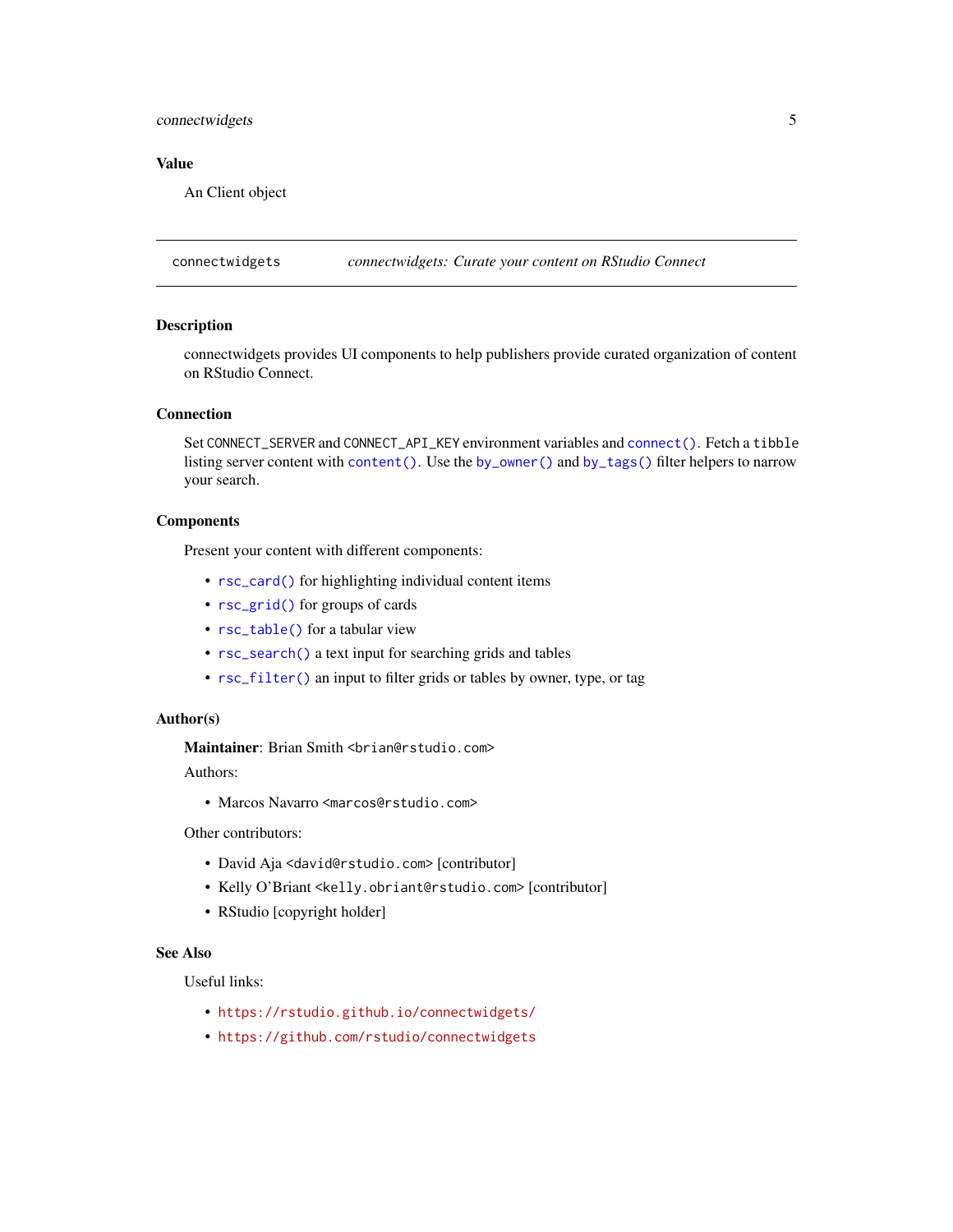### Value

An Client object

---

`connectwidgets` *connectwidgets: Curate your content on RStudio Connect*

---

### Description

connectwidgets provides UI components to help publishers provide curated organization of content on RStudio Connect.

### Connection

Set `CONNECT_SERVER` and `CONNECT_API_KEY` environment variables and `connect()`. Fetch a `tibble` listing server content with `content()`. Use the `by_owner()` and `by_tags()` filter helpers to narrow your search.

### Components

Present your content with different components:

- `rsc_card()` for highlighting individual content items
- `rsc_grid()` for groups of cards
- `rsc_table()` for a tabular view
- `rsc_search()` a text input for searching grids and tables
- `rsc_filter()` an input to filter grids or tables by owner, type, or tag

### Author(s)

**Maintainer**: Brian Smith <brian@rstudio.com>

Authors:

- Marcos Navarro <marcos@rstudio.com>

Other contributors:

- David Aja <david@rstudio.com> [contributor]
- Kelly O'Briant <kelly.obriant@rstudio.com> [contributor]
- RStudio [copyright holder]

### See Also

Useful links:

- https://rstudio.github.io/connectwidgets/
- https://github.com/rstudio/connectwidgets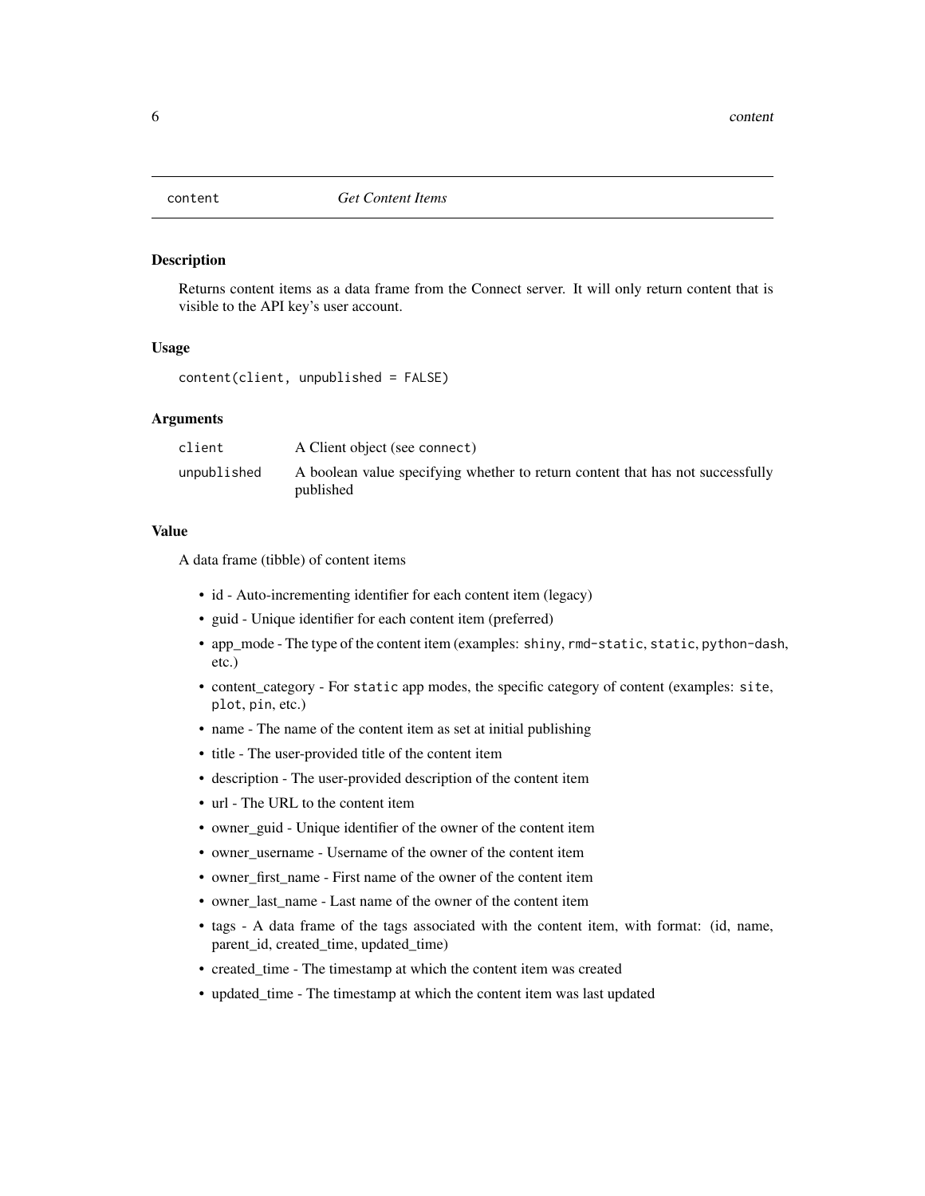## content — *Get Content Items*

### Description

Returns content items as a data frame from the Connect server. It will only return content that is visible to the API key's user account.

### Usage

```
content(client, unpublished = FALSE)
```

### Arguments

| | |
|---|---|
| client | A Client object (see `connect`) |
| unpublished | A boolean value specifying whether to return content that has not successfully published |

### Value

A data frame (tibble) of content items

- id - Auto-incrementing identifier for each content item (legacy)
- guid - Unique identifier for each content item (preferred)
- app_mode - The type of the content item (examples: `shiny`, `rmd-static`, `static`, `python-dash`, etc.)
- content_category - For `static` app modes, the specific category of content (examples: `site`, `plot`, `pin`, etc.)
- name - The name of the content item as set at initial publishing
- title - The user-provided title of the content item
- description - The user-provided description of the content item
- url - The URL to the content item
- owner_guid - Unique identifier of the owner of the content item
- owner_username - Username of the owner of the content item
- owner_first_name - First name of the owner of the content item
- owner_last_name - Last name of the owner of the content item
- tags - A data frame of the tags associated with the content item, with format: (id, name, parent_id, created_time, updated_time)
- created_time - The timestamp at which the content item was created
- updated_time - The timestamp at which the content item was last updated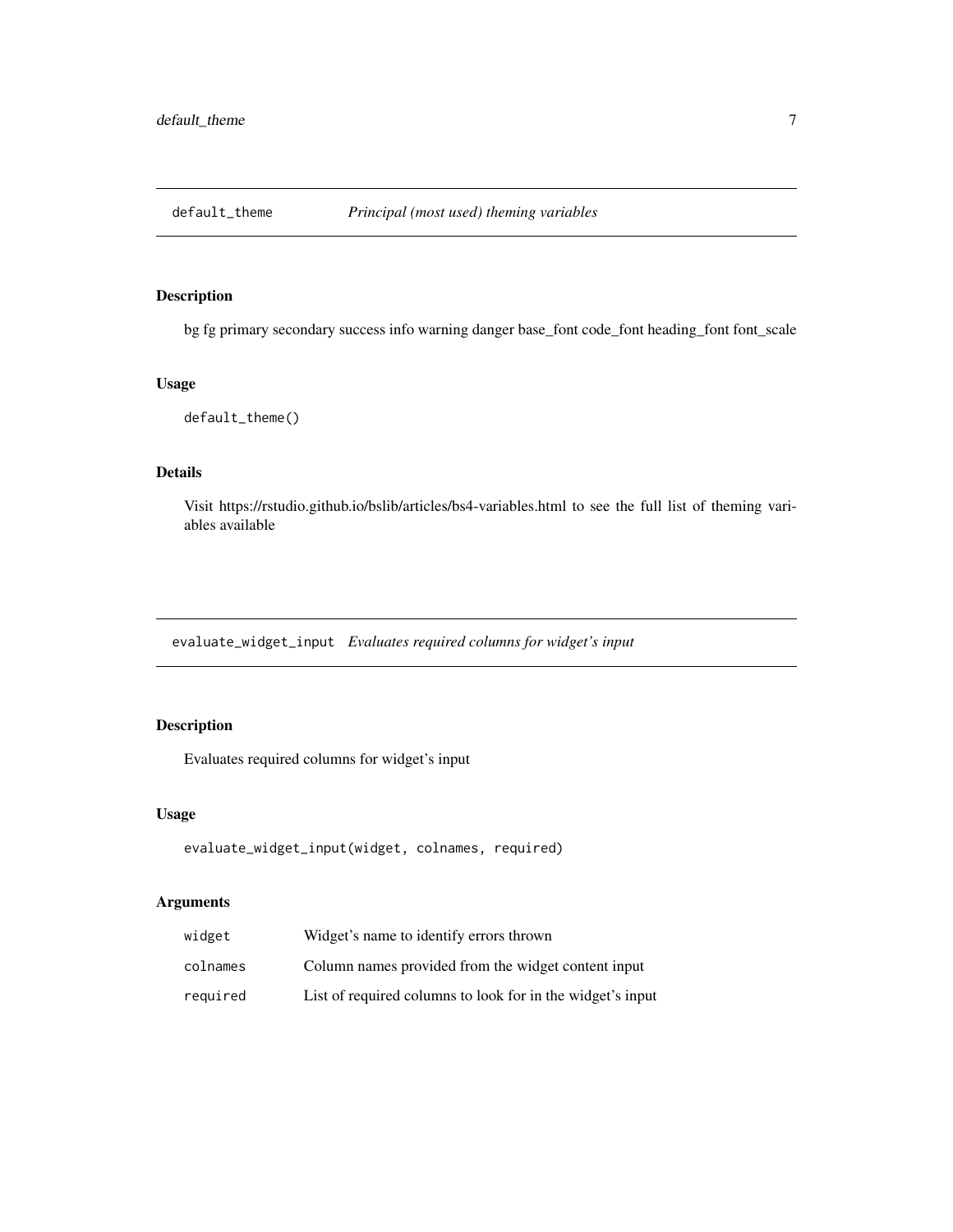## default_theme — *Principal (most used) theming variables*

### Description

bg fg primary secondary success info warning danger base_font code_font heading_font font_scale

### Usage

```
default_theme()
```

### Details

Visit https://rstudio.github.io/bslib/articles/bs4-variables.html to see the full list of theming variables available

## evaluate_widget_input — *Evaluates required columns for widget's input*

### Description

Evaluates required columns for widget's input

### Usage

```
evaluate_widget_input(widget, colnames, required)
```

### Arguments

| | |
|---|---|
| `widget` | Widget's name to identify errors thrown |
| `colnames` | Column names provided from the widget content input |
| `required` | List of required columns to look for in the widget's input |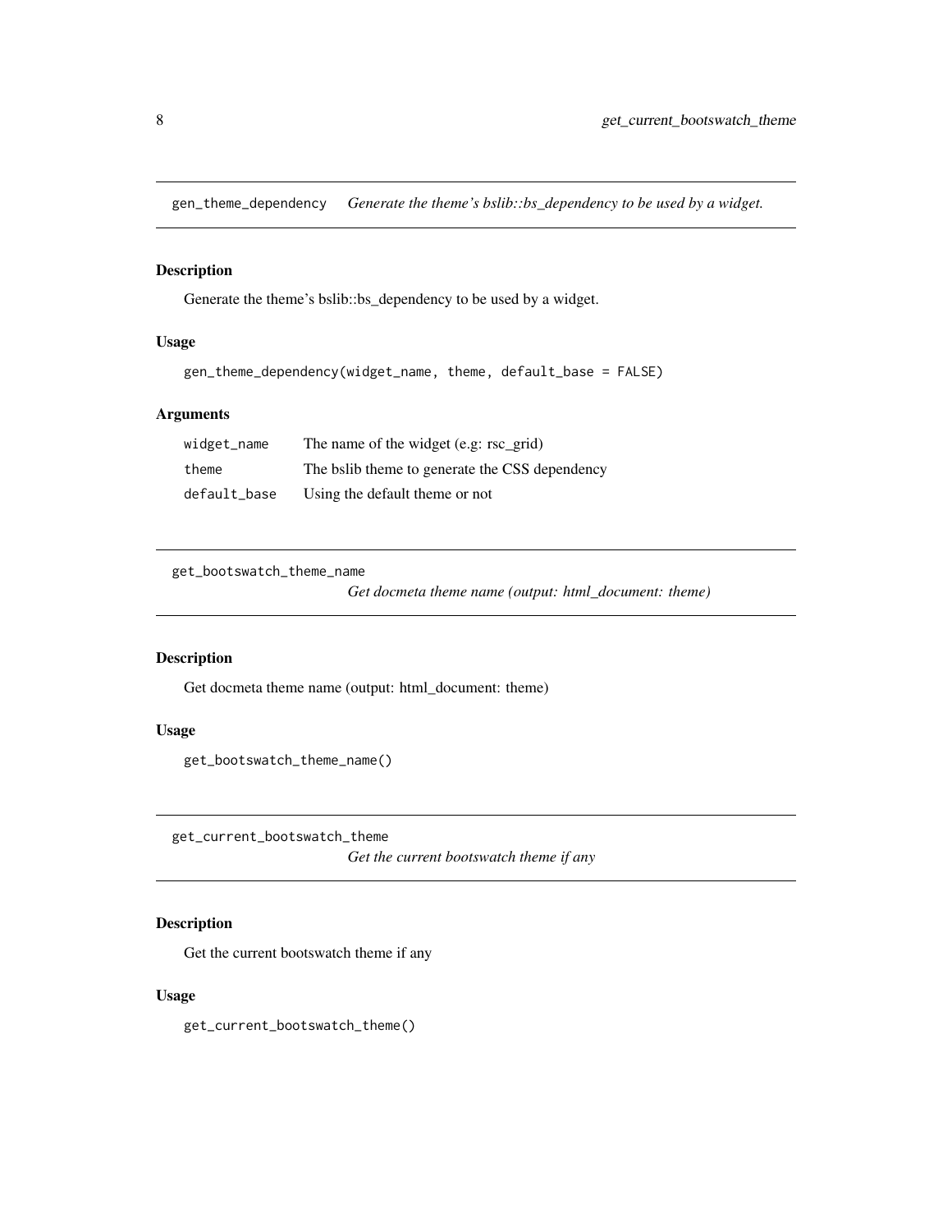## gen_theme_dependency — *Generate the theme's bslib::bs_dependency to be used by a widget.*

### Description

Generate the theme's bslib::bs_dependency to be used by a widget.

### Usage

```
gen_theme_dependency(widget_name, theme, default_base = FALSE)
```

### Arguments

| | |
|---|---|
| `widget_name` | The name of the widget (e.g: rsc_grid) |
| `theme` | The bslib theme to generate the CSS dependency |
| `default_base` | Using the default theme or not |

## get_bootswatch_theme_name — *Get docmeta theme name (output: html_document: theme)*

### Description

Get docmeta theme name (output: html_document: theme)

### Usage

```
get_bootswatch_theme_name()
```

## get_current_bootswatch_theme — *Get the current bootswatch theme if any*

### Description

Get the current bootswatch theme if any

### Usage

```
get_current_bootswatch_theme()
```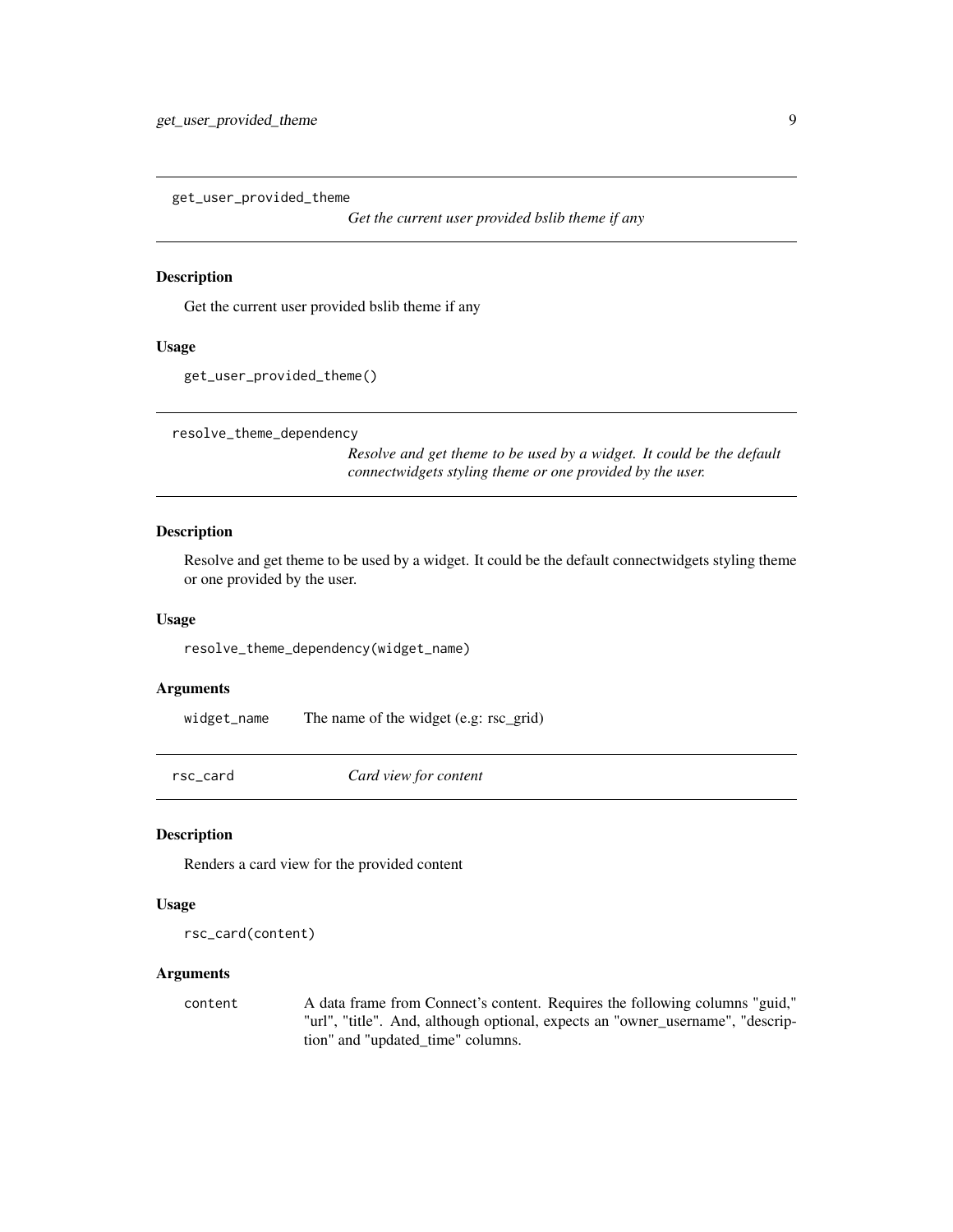## get_user_provided_theme

*Get the current user provided bslib theme if any*

### Description

Get the current user provided bslib theme if any

### Usage

```
get_user_provided_theme()
```

## resolve_theme_dependency

*Resolve and get theme to be used by a widget. It could be the default connectwidgets styling theme or one provided by the user.*

### Description

Resolve and get theme to be used by a widget. It could be the default connectwidgets styling theme or one provided by the user.

### Usage

```
resolve_theme_dependency(widget_name)
```

### Arguments

| | |
|---|---|
| `widget_name` | The name of the widget (e.g: rsc_grid) |

## rsc_card

*Card view for content*

### Description

Renders a card view for the provided content

### Usage

```
rsc_card(content)
```

### Arguments

| | |
|---|---|
| `content` | A data frame from Connect's content. Requires the following columns "guid," "url", "title". And, although optional, expects an "owner_username", "description" and "updated_time" columns. |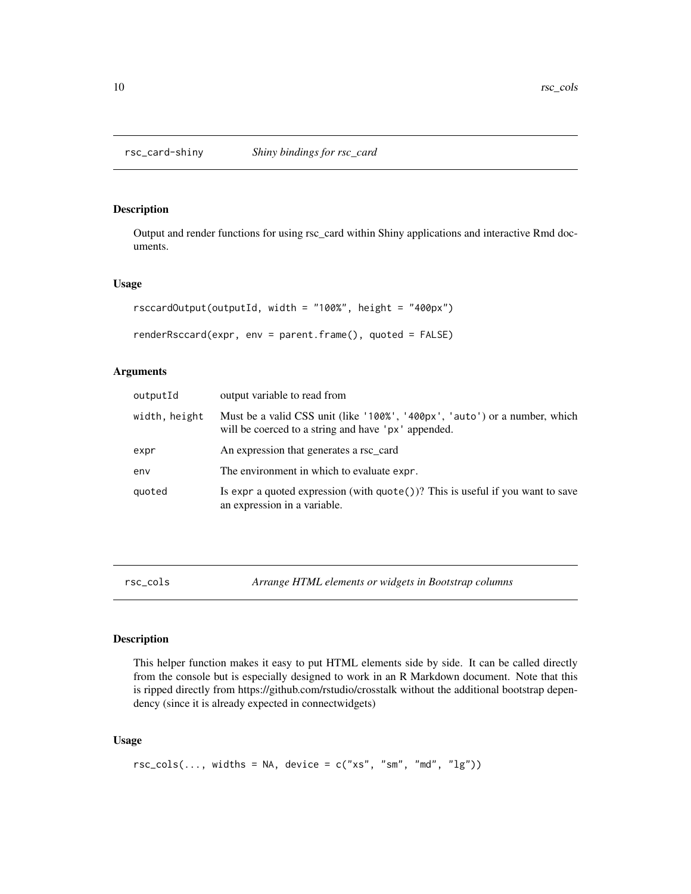## rsc_card-shiny *Shiny bindings for rsc_card*

### Description

Output and render functions for using rsc_card within Shiny applications and interactive Rmd documents.

### Usage

```
rsccardOutput(outputId, width = "100%", height = "400px")

renderRsccard(expr, env = parent.frame(), quoted = FALSE)
```

### Arguments

| | |
|---|---|
| `outputId` | output variable to read from |
| `width, height` | Must be a valid CSS unit (like `'100%'`, `'400px'`, `'auto'`) or a number, which will be coerced to a string and have `'px'` appended. |
| `expr` | An expression that generates a rsc_card |
| `env` | The environment in which to evaluate `expr`. |
| `quoted` | Is `expr` a quoted expression (with `quote()`)? This is useful if you want to save an expression in a variable. |

## rsc_cols *Arrange HTML elements or widgets in Bootstrap columns*

### Description

This helper function makes it easy to put HTML elements side by side. It can be called directly from the console but is especially designed to work in an R Markdown document. Note that this is ripped directly from https://github.com/rstudio/crosstalk without the additional bootstrap dependency (since it is already expected in connectwidgets)

### Usage

```
rsc_cols(..., widths = NA, device = c("xs", "sm", "md", "lg"))
```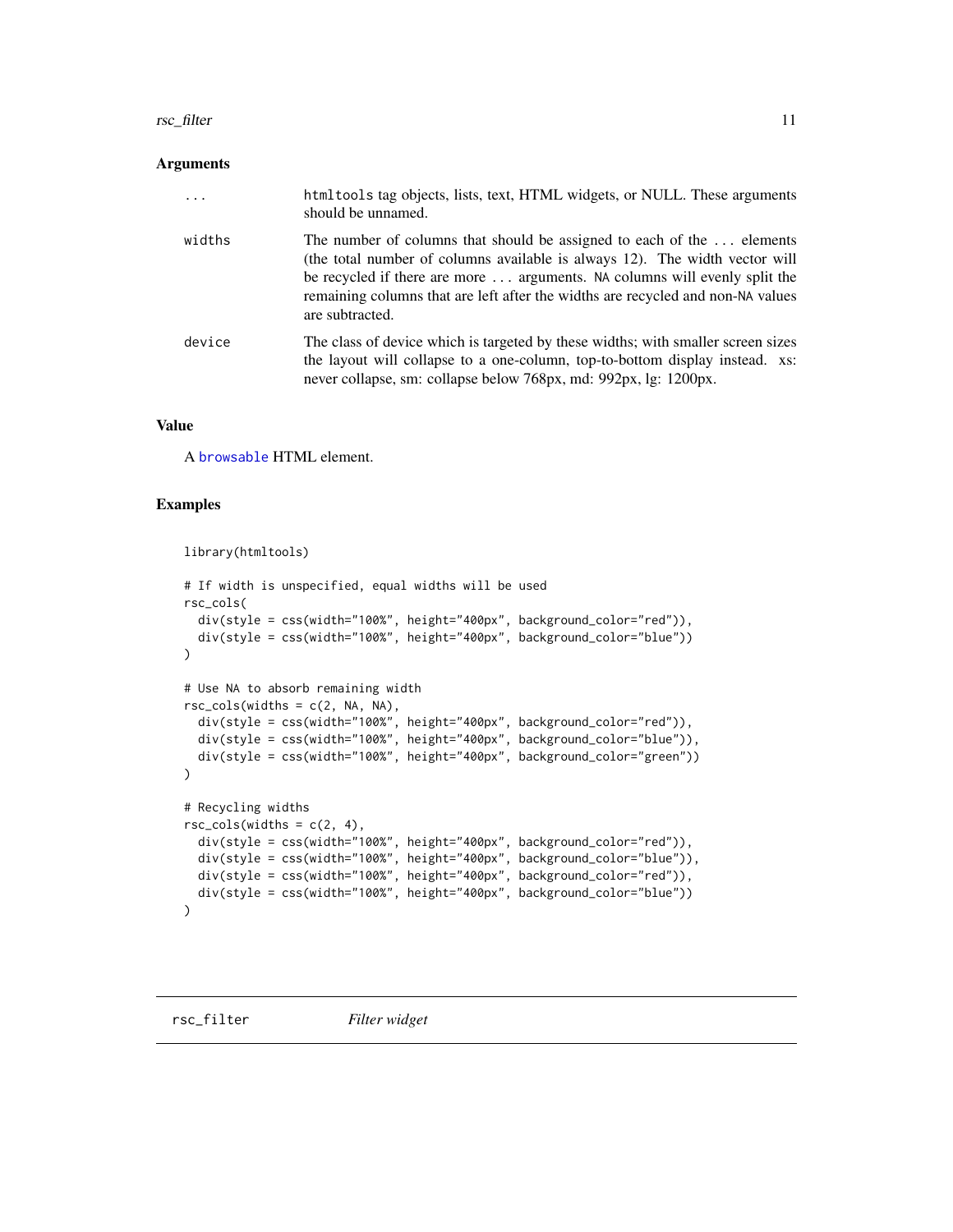### Arguments

| | |
|---|---|
| ... | `htmltools` tag objects, lists, text, HTML widgets, or NULL. These arguments should be unnamed. |
| widths | The number of columns that should be assigned to each of the ... elements (the total number of columns available is always 12). The width vector will be recycled if there are more ... arguments. `NA` columns will evenly split the remaining columns that are left after the widths are recycled and non-`NA` values are subtracted. |
| device | The class of device which is targeted by these widths; with smaller screen sizes the layout will collapse to a one-column, top-to-bottom display instead. xs: never collapse, sm: collapse below 768px, md: 992px, lg: 1200px. |

### Value

A `browsable` HTML element.

### Examples

```
library(htmltools)

# If width is unspecified, equal widths will be used
rsc_cols(
  div(style = css(width="100%", height="400px", background_color="red")),
  div(style = css(width="100%", height="400px", background_color="blue"))
)

# Use NA to absorb remaining width
rsc_cols(widths = c(2, NA, NA),
  div(style = css(width="100%", height="400px", background_color="red")),
  div(style = css(width="100%", height="400px", background_color="blue")),
  div(style = css(width="100%", height="400px", background_color="green"))
)

# Recycling widths
rsc_cols(widths = c(2, 4),
  div(style = css(width="100%", height="400px", background_color="red")),
  div(style = css(width="100%", height="400px", background_color="blue")),
  div(style = css(width="100%", height="400px", background_color="red")),
  div(style = css(width="100%", height="400px", background_color="blue"))
)
```

## rsc_filter *Filter widget*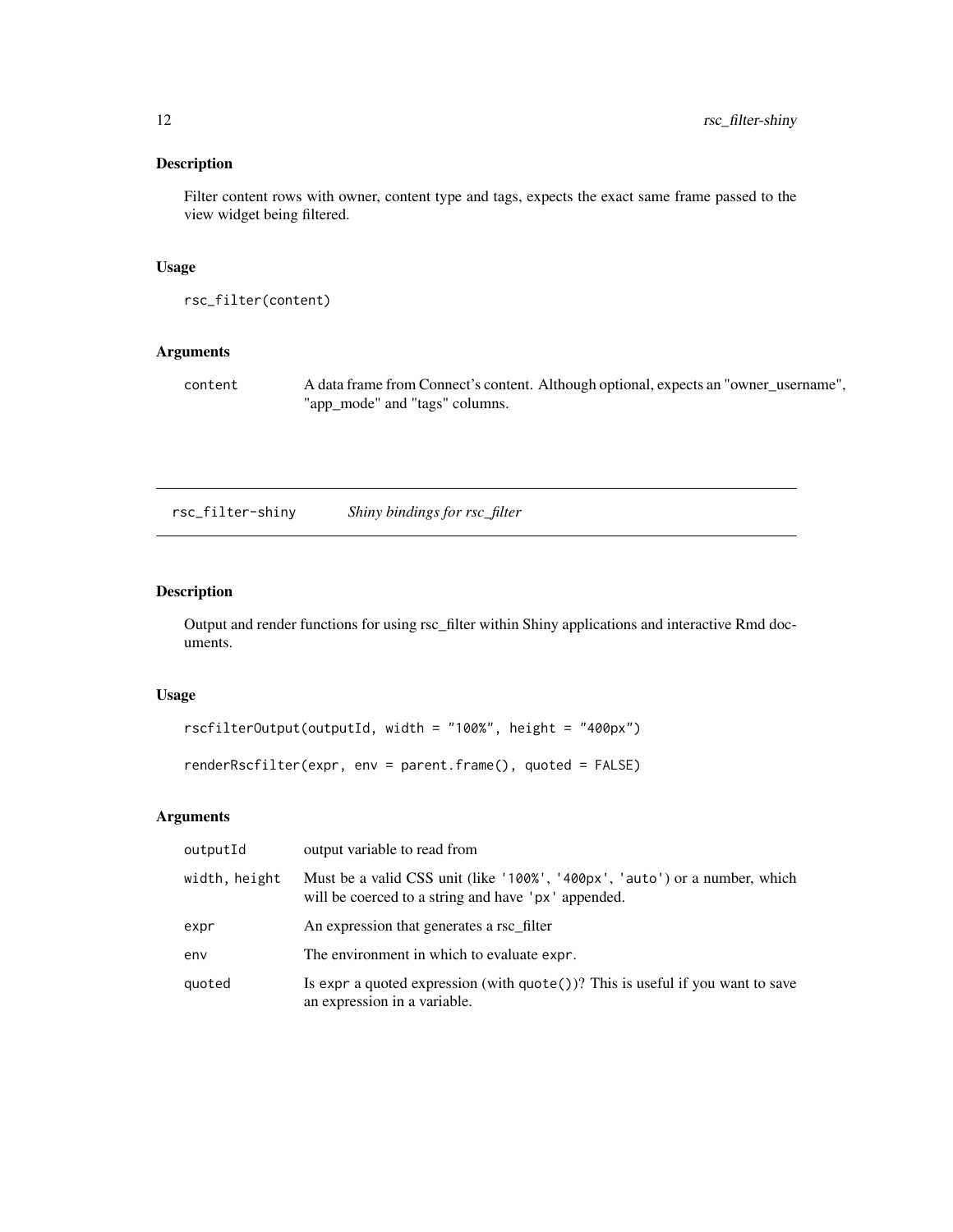## Description

Filter content rows with owner, content type and tags, expects the exact same frame passed to the view widget being filtered.

## Usage

```
rsc_filter(content)
```

## Arguments

| | |
|---|---|
| content | A data frame from Connect's content. Although optional, expects an "owner_username", "app_mode" and "tags" columns. |

---

# rsc_filter-shiny — *Shiny bindings for rsc_filter*

---

## Description

Output and render functions for using rsc_filter within Shiny applications and interactive Rmd documents.

## Usage

```
rscfilterOutput(outputId, width = "100%", height = "400px")

renderRscfilter(expr, env = parent.frame(), quoted = FALSE)
```

## Arguments

| | |
|---|---|
| outputId | output variable to read from |
| width, height | Must be a valid CSS unit (like '100%', '400px', 'auto') or a number, which will be coerced to a string and have 'px' appended. |
| expr | An expression that generates a rsc_filter |
| env | The environment in which to evaluate expr. |
| quoted | Is expr a quoted expression (with quote())? This is useful if you want to save an expression in a variable. |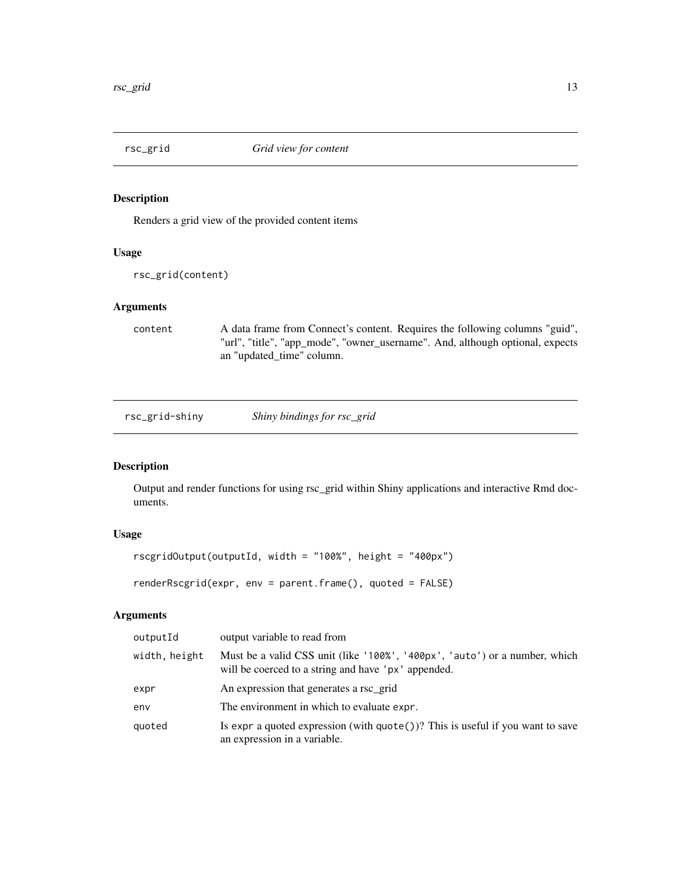## rsc_grid — *Grid view for content*

### Description

Renders a grid view of the provided content items

### Usage

```
rsc_grid(content)
```

### Arguments

| | |
|---|---|
| content | A data frame from Connect's content. Requires the following columns "guid", "url", "title", "app_mode", "owner_username". And, although optional, expects an "updated_time" column. |

## rsc_grid-shiny — *Shiny bindings for rsc_grid*

### Description

Output and render functions for using rsc_grid within Shiny applications and interactive Rmd documents.

### Usage

```
rscgridOutput(outputId, width = "100%", height = "400px")

renderRscgrid(expr, env = parent.frame(), quoted = FALSE)
```

### Arguments

| | |
|---|---|
| outputId | output variable to read from |
| width, height | Must be a valid CSS unit (like '100%', '400px', 'auto') or a number, which will be coerced to a string and have 'px' appended. |
| expr | An expression that generates a rsc_grid |
| env | The environment in which to evaluate expr. |
| quoted | Is expr a quoted expression (with quote())? This is useful if you want to save an expression in a variable. |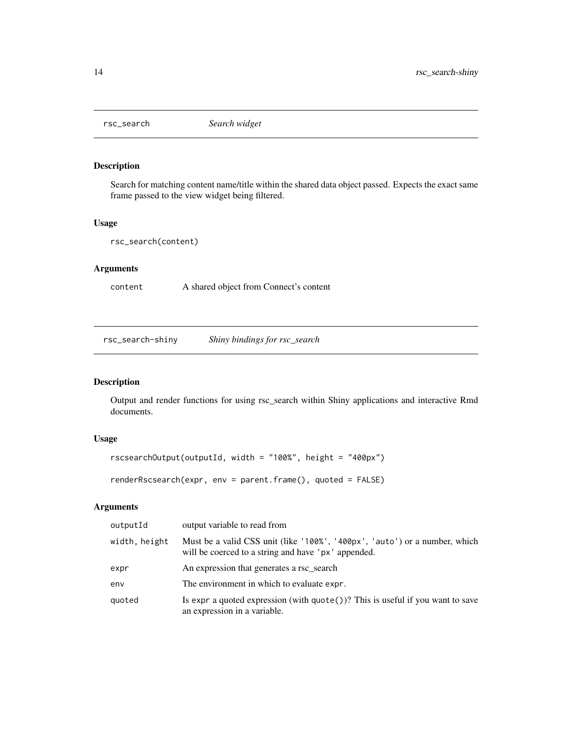## rsc_search — *Search widget*

### Description

Search for matching content name/title within the shared data object passed. Expects the exact same frame passed to the view widget being filtered.

### Usage

```
rsc_search(content)
```

### Arguments

| | |
|---|---|
| `content` | A shared object from Connect's content |

## rsc_search-shiny — *Shiny bindings for rsc_search*

### Description

Output and render functions for using rsc_search within Shiny applications and interactive Rmd documents.

### Usage

```
rscsearchOutput(outputId, width = "100%", height = "400px")

renderRscsearch(expr, env = parent.frame(), quoted = FALSE)
```

### Arguments

| | |
|---|---|
| `outputId` | output variable to read from |
| `width, height` | Must be a valid CSS unit (like `'100%'`, `'400px'`, `'auto'`) or a number, which will be coerced to a string and have `'px'` appended. |
| `expr` | An expression that generates a rsc_search |
| `env` | The environment in which to evaluate `expr`. |
| `quoted` | Is `expr` a quoted expression (with `quote()`)? This is useful if you want to save an expression in a variable. |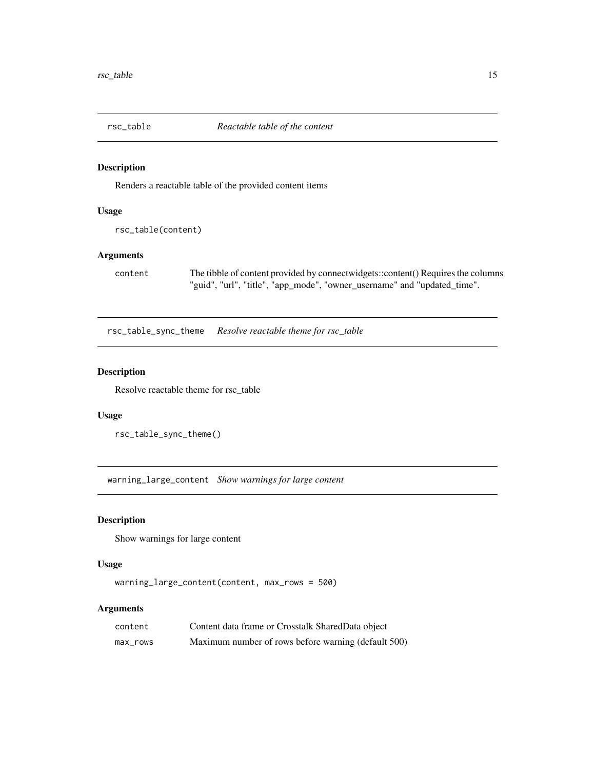## rsc_table — *Reactable table of the content*

### Description

Renders a reactable table of the provided content items

### Usage

```
rsc_table(content)
```

### Arguments

| | |
|---|---|
| content | The tibble of content provided by connectwidgets::content() Requires the columns "guid", "url", "title", "app_mode", "owner_username" and "updated_time". |

## rsc_table_sync_theme — *Resolve reactable theme for rsc_table*

### Description

Resolve reactable theme for rsc_table

### Usage

```
rsc_table_sync_theme()
```

## warning_large_content — *Show warnings for large content*

### Description

Show warnings for large content

### Usage

```
warning_large_content(content, max_rows = 500)
```

### Arguments

| | |
|---|---|
| content | Content data frame or Crosstalk SharedData object |
| max_rows | Maximum number of rows before warning (default 500) |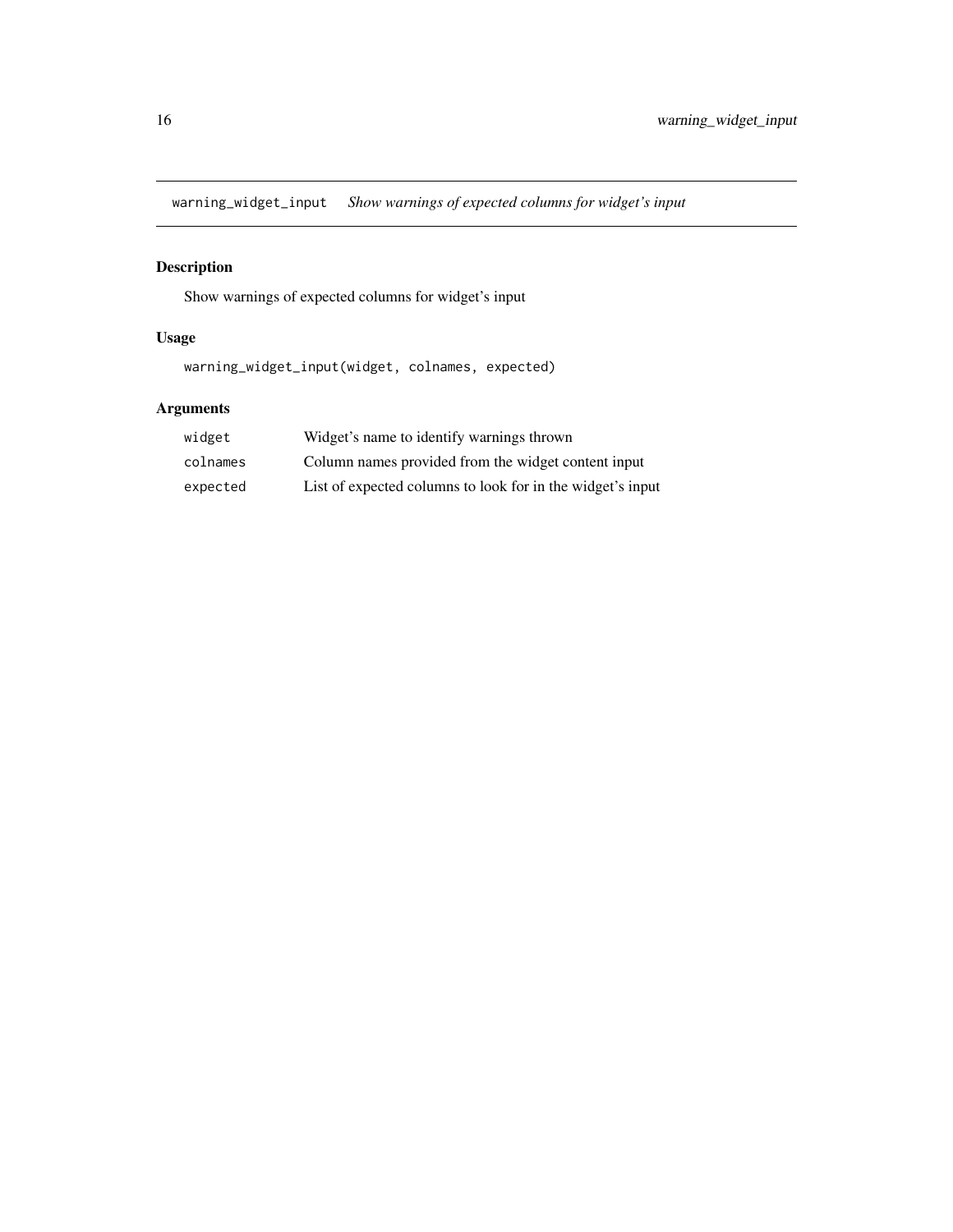## warning_widget_input *Show warnings of expected columns for widget's input*

### Description

Show warnings of expected columns for widget's input

### Usage

```
warning_widget_input(widget, colnames, expected)
```

### Arguments

| | |
|---|---|
| widget | Widget's name to identify warnings thrown |
| colnames | Column names provided from the widget content input |
| expected | List of expected columns to look for in the widget's input |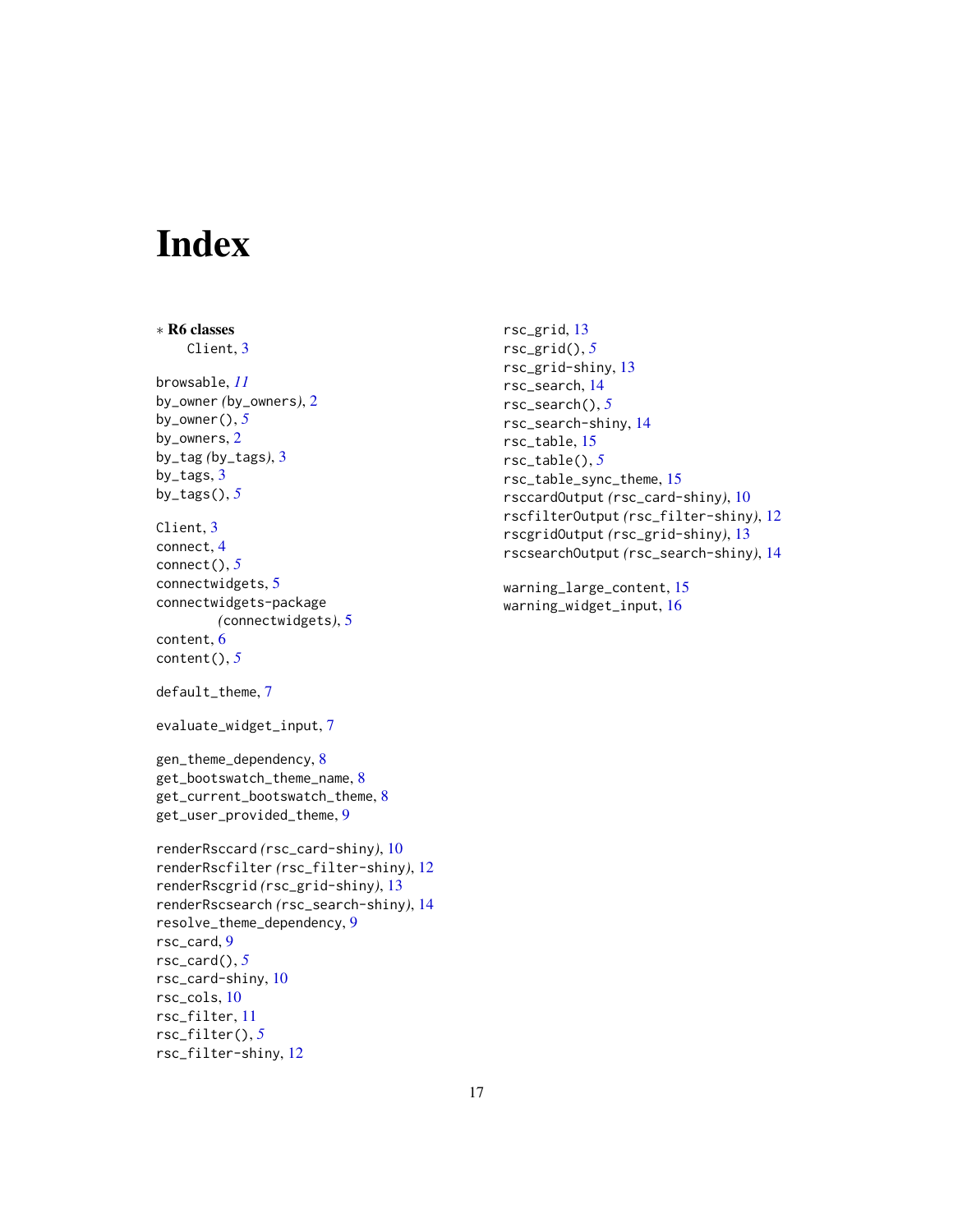# Index

* **R6 classes**
    Client, 3

browsable, *11*
by_owner *(by_owners)*, 2
by_owner(), *5*
by_owners, 2
by_tag *(by_tags)*, 3
by_tags, 3
by_tags(), *5*

Client, 3
connect, 4
connect(), *5*
connectwidgets, 5
connectwidgets-package
    *(connectwidgets)*, 5
content, 6
content(), *5*

default_theme, 7

evaluate_widget_input, 7

gen_theme_dependency, 8
get_bootswatch_theme_name, 8
get_current_bootswatch_theme, 8
get_user_provided_theme, 9

renderRsccard *(rsc_card-shiny)*, 10
renderRscfilter *(rsc_filter-shiny)*, 12
renderRscgrid *(rsc_grid-shiny)*, 13
renderRscsearch *(rsc_search-shiny)*, 14
resolve_theme_dependency, 9
rsc_card, 9
rsc_card(), *5*
rsc_card-shiny, 10
rsc_cols, 10
rsc_filter, 11
rsc_filter(), *5*
rsc_filter-shiny, 12
rsc_grid, 13
rsc_grid(), *5*
rsc_grid-shiny, 13
rsc_search, 14
rsc_search(), *5*
rsc_search-shiny, 14
rsc_table, 15
rsc_table(), *5*
rsc_table_sync_theme, 15
rsccardOutput *(rsc_card-shiny)*, 10
rscfilterOutput *(rsc_filter-shiny)*, 12
rscgridOutput *(rsc_grid-shiny)*, 13
rscsearchOutput *(rsc_search-shiny)*, 14

warning_large_content, 15
warning_widget_input, 16